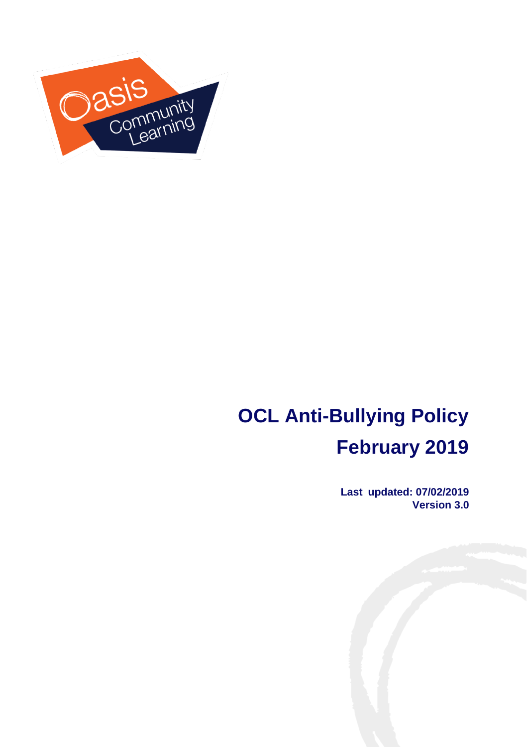# OCL Anti-Bullying Policy

# February 2019

**Last updated: 07/02/2019**
**Version 3.0**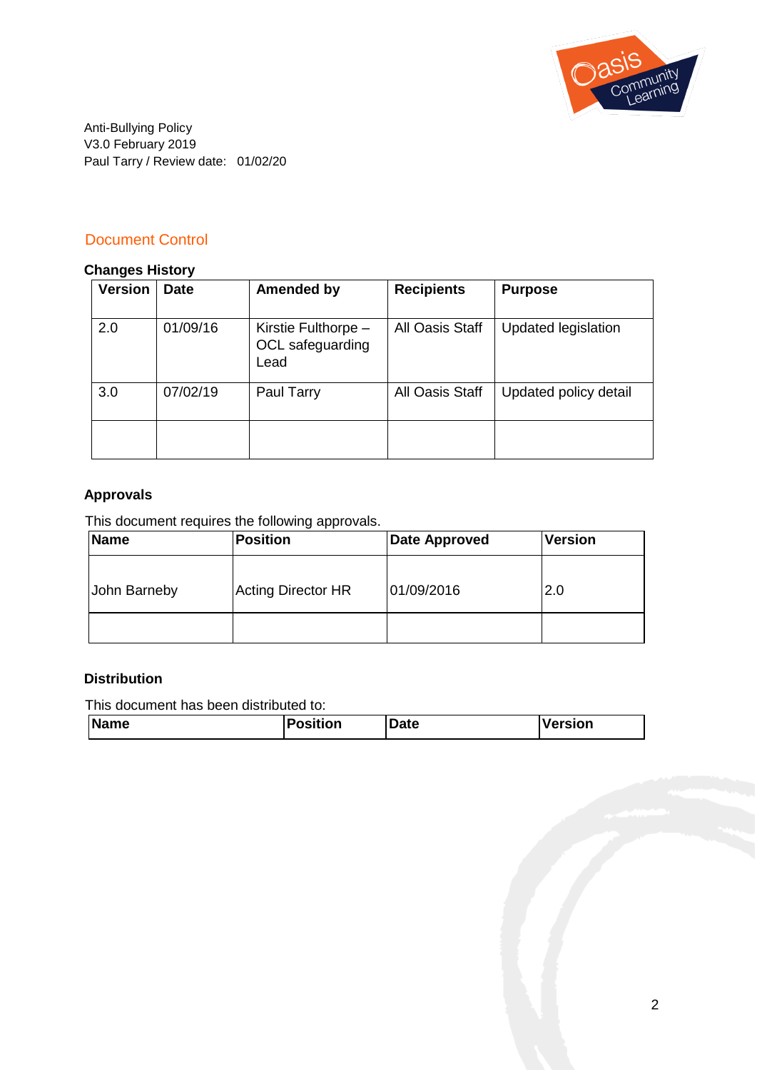Anti-Bullying Policy
V3.0 February 2019
Paul Tarry / Review date: 01/02/20

## Document Control

### Changes History

| Version | Date | Amended by | Recipients | Purpose |
|---|---|---|---|---|
| 2.0 | 01/09/16 | Kirstie Fulthorpe – OCL safeguarding Lead | All Oasis Staff | Updated legislation |
| 3.0 | 07/02/19 | Paul Tarry | All Oasis Staff | Updated policy detail |
| | | | | |

### Approvals

This document requires the following approvals.

| Name | Position | Date Approved | Version |
|---|---|---|---|
| John Barneby | Acting Director HR | 01/09/2016 | 2.0 |
| | | | |

### Distribution

This document has been distributed to:

| Name | Position | Date | Version |
|---|---|---|---|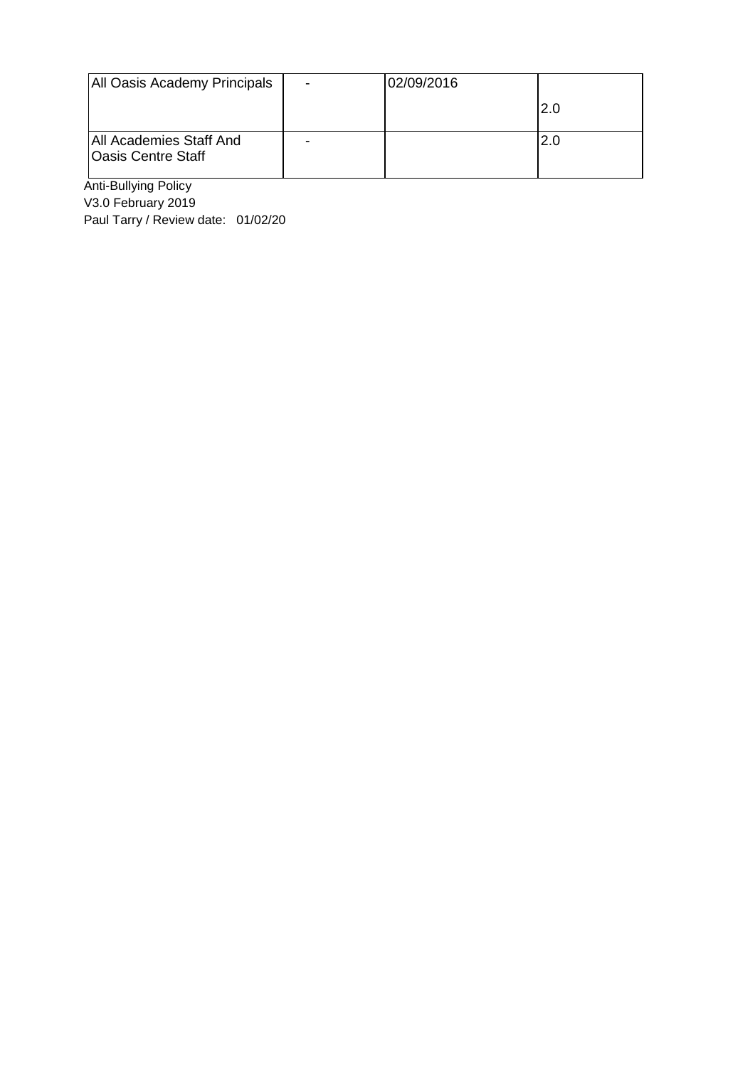| All Oasis Academy Principals | - | 02/09/2016 | 2.0 |
| --- | --- | --- | --- |
| All Academies Staff And Oasis Centre Staff | - | | 2.0 |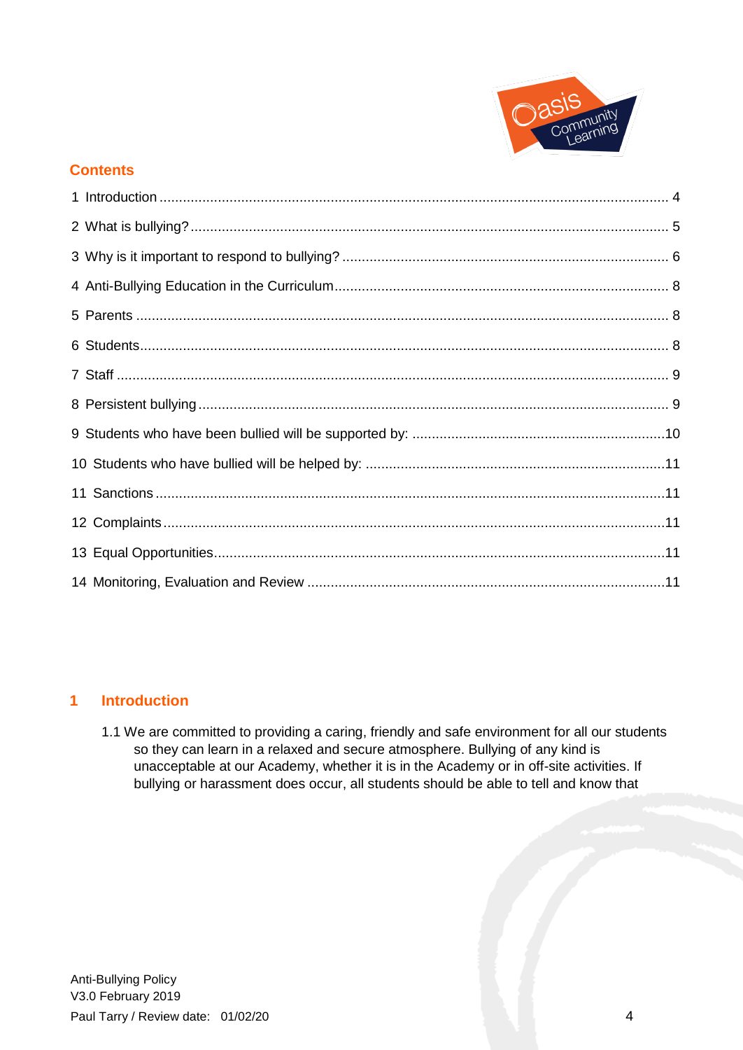## Contents

1 Introduction .......... 4
2 What is bullying? .......... 5
3 Why is it important to respond to bullying? .......... 6
4 Anti-Bullying Education in the Curriculum .......... 8
5 Parents .......... 8
6 Students .......... 8
7 Staff .......... 9
8 Persistent bullying .......... 9
9 Students who have been bullied will be supported by: .......... 10
10 Students who have bullied will be helped by: .......... 11
11 Sanctions .......... 11
12 Complaints .......... 11
13 Equal Opportunities .......... 11
14 Monitoring, Evaluation and Review .......... 11

## 1 Introduction

1.1 We are committed to providing a caring, friendly and safe environment for all our students so they can learn in a relaxed and secure atmosphere. Bullying of any kind is unacceptable at our Academy, whether it is in the Academy or in off-site activities. If bullying or harassment does occur, all students should be able to tell and know that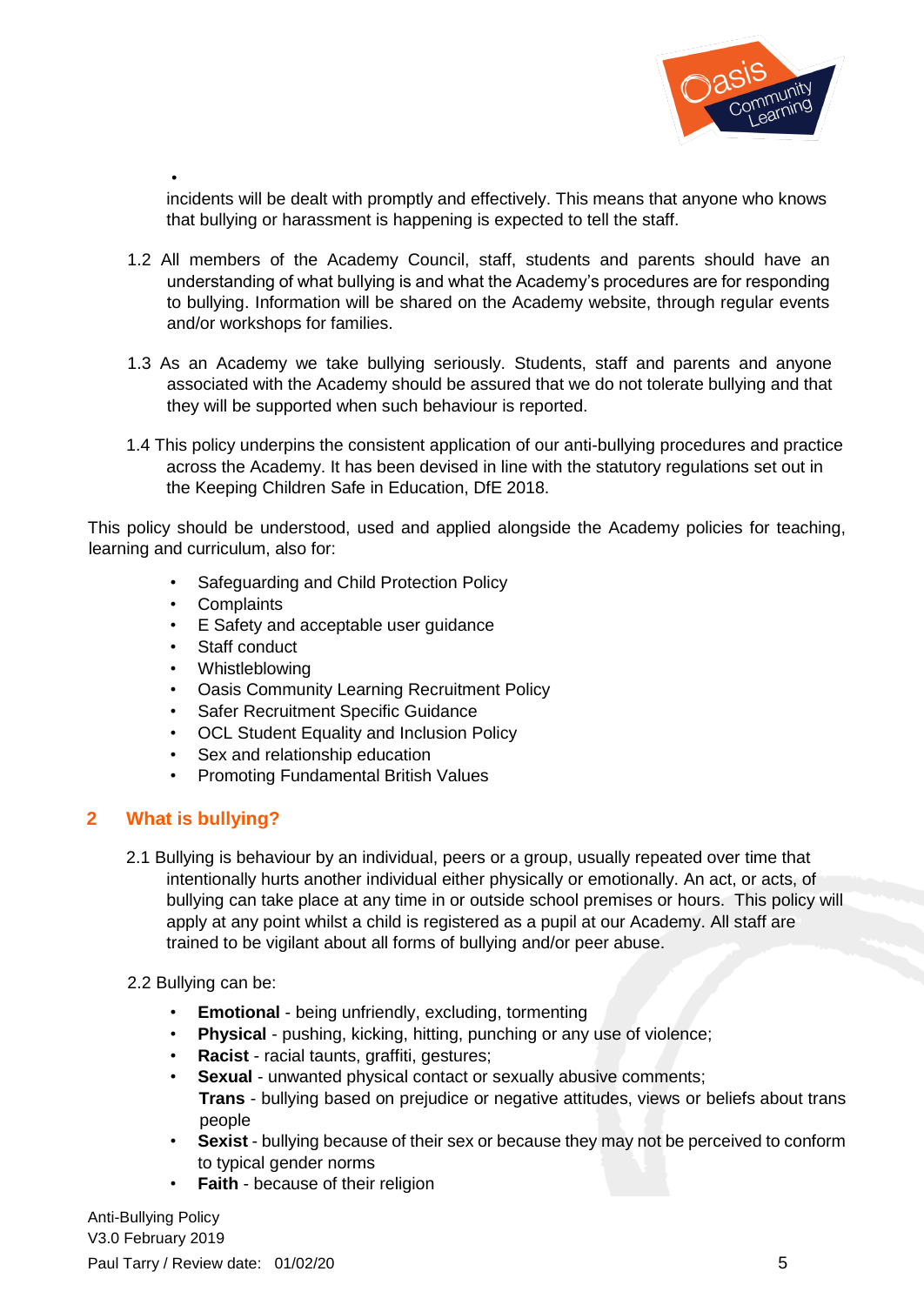- incidents will be dealt with promptly and effectively. This means that anyone who knows that bullying or harassment is happening is expected to tell the staff.

1.2 All members of the Academy Council, staff, students and parents should have an understanding of what bullying is and what the Academy's procedures are for responding to bullying. Information will be shared on the Academy website, through regular events and/or workshops for families.

1.3 As an Academy we take bullying seriously. Students, staff and parents and anyone associated with the Academy should be assured that we do not tolerate bullying and that they will be supported when such behaviour is reported.

1.4 This policy underpins the consistent application of our anti-bullying procedures and practice across the Academy. It has been devised in line with the statutory regulations set out in the Keeping Children Safe in Education, DfE 2018.

This policy should be understood, used and applied alongside the Academy policies for teaching, learning and curriculum, also for:

- Safeguarding and Child Protection Policy
- Complaints
- E Safety and acceptable user guidance
- Staff conduct
- Whistleblowing
- Oasis Community Learning Recruitment Policy
- Safer Recruitment Specific Guidance
- OCL Student Equality and Inclusion Policy
- Sex and relationship education
- Promoting Fundamental British Values

## 2 What is bullying?

2.1 Bullying is behaviour by an individual, peers or a group, usually repeated over time that intentionally hurts another individual either physically or emotionally. An act, or acts, of bullying can take place at any time in or outside school premises or hours. This policy will apply at any point whilst a child is registered as a pupil at our Academy. All staff are trained to be vigilant about all forms of bullying and/or peer abuse.

2.2 Bullying can be:

- **Emotional** - being unfriendly, excluding, tormenting
- **Physical** - pushing, kicking, hitting, punching or any use of violence;
- **Racist** - racial taunts, graffiti, gestures;
- **Sexual** - unwanted physical contact or sexually abusive comments;
  **Trans** - bullying based on prejudice or negative attitudes, views or beliefs about trans people
- **Sexist** - bullying because of their sex or because they may not be perceived to conform to typical gender norms
- **Faith** - because of their religion

Anti-Bullying Policy
V3.0 February 2019
Paul Tarry / Review date: 01/02/20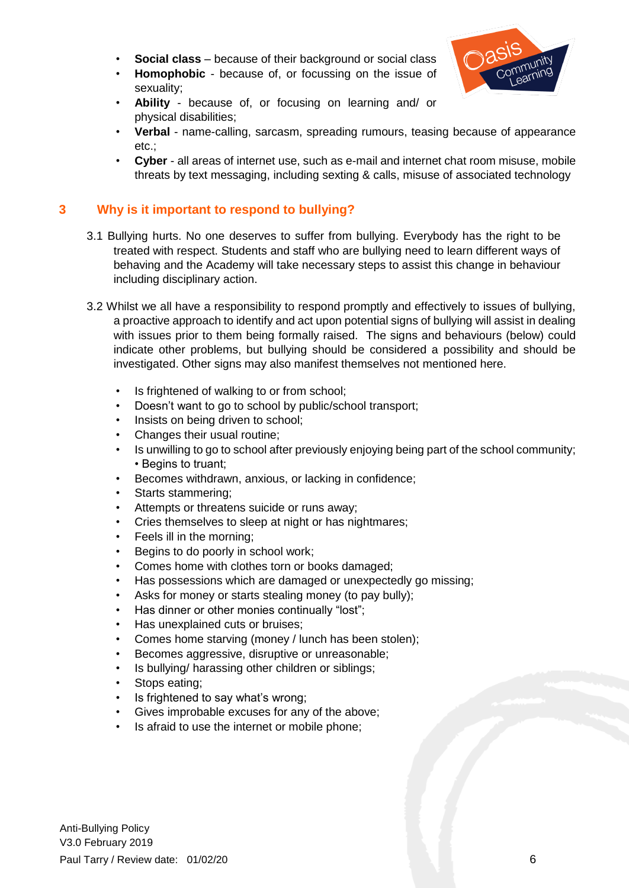- **Social class** – because of their background or social class
- **Homophobic** - because of, or focussing on the issue of sexuality;
- **Ability** - because of, or focusing on learning and/ or physical disabilities;
- **Verbal** - name-calling, sarcasm, spreading rumours, teasing because of appearance etc.;
- **Cyber** - all areas of internet use, such as e-mail and internet chat room misuse, mobile threats by text messaging, including sexting & calls, misuse of associated technology

## 3 Why is it important to respond to bullying?

3.1 Bullying hurts. No one deserves to suffer from bullying. Everybody has the right to be treated with respect. Students and staff who are bullying need to learn different ways of behaving and the Academy will take necessary steps to assist this change in behaviour including disciplinary action.

3.2 Whilst we all have a responsibility to respond promptly and effectively to issues of bullying, a proactive approach to identify and act upon potential signs of bullying will assist in dealing with issues prior to them being formally raised. The signs and behaviours (below) could indicate other problems, but bullying should be considered a possibility and should be investigated. Other signs may also manifest themselves not mentioned here.

- Is frightened of walking to or from school;
- Doesn't want to go to school by public/school transport;
- Insists on being driven to school;
- Changes their usual routine;
- Is unwilling to go to school after previously enjoying being part of the school community; • Begins to truant;
- Becomes withdrawn, anxious, or lacking in confidence;
- Starts stammering;
- Attempts or threatens suicide or runs away;
- Cries themselves to sleep at night or has nightmares;
- Feels ill in the morning;
- Begins to do poorly in school work;
- Comes home with clothes torn or books damaged;
- Has possessions which are damaged or unexpectedly go missing;
- Asks for money or starts stealing money (to pay bully);
- Has dinner or other monies continually "lost";
- Has unexplained cuts or bruises;
- Comes home starving (money / lunch has been stolen);
- Becomes aggressive, disruptive or unreasonable;
- Is bullying/ harassing other children or siblings;
- Stops eating;
- Is frightened to say what's wrong;
- Gives improbable excuses for any of the above;
- Is afraid to use the internet or mobile phone;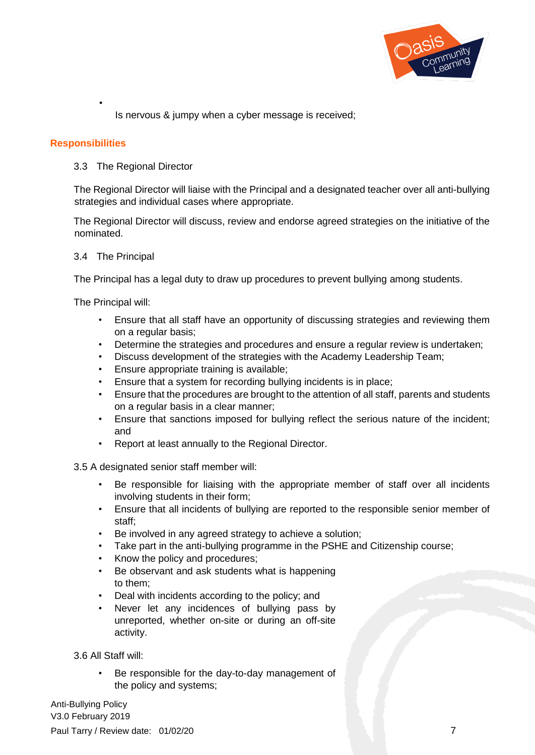- Is nervous & jumpy when a cyber message is received;

## Responsibilities

### 3.3 The Regional Director

The Regional Director will liaise with the Principal and a designated teacher over all anti-bullying strategies and individual cases where appropriate.

The Regional Director will discuss, review and endorse agreed strategies on the initiative of the nominated.

### 3.4 The Principal

The Principal has a legal duty to draw up procedures to prevent bullying among students.

The Principal will:

- Ensure that all staff have an opportunity of discussing strategies and reviewing them on a regular basis;
- Determine the strategies and procedures and ensure a regular review is undertaken;
- Discuss development of the strategies with the Academy Leadership Team;
- Ensure appropriate training is available;
- Ensure that a system for recording bullying incidents is in place;
- Ensure that the procedures are brought to the attention of all staff, parents and students on a regular basis in a clear manner;
- Ensure that sanctions imposed for bullying reflect the serious nature of the incident; and
- Report at least annually to the Regional Director.

### 3.5 A designated senior staff member will:

- Be responsible for liaising with the appropriate member of staff over all incidents involving students in their form;
- Ensure that all incidents of bullying are reported to the responsible senior member of staff;
- Be involved in any agreed strategy to achieve a solution;
- Take part in the anti-bullying programme in the PSHE and Citizenship course;
- Know the policy and procedures;
- Be observant and ask students what is happening to them;
- Deal with incidents according to the policy; and
- Never let any incidences of bullying pass by unreported, whether on-site or during an off-site activity.

### 3.6 All Staff will:

- Be responsible for the day-to-day management of the policy and systems;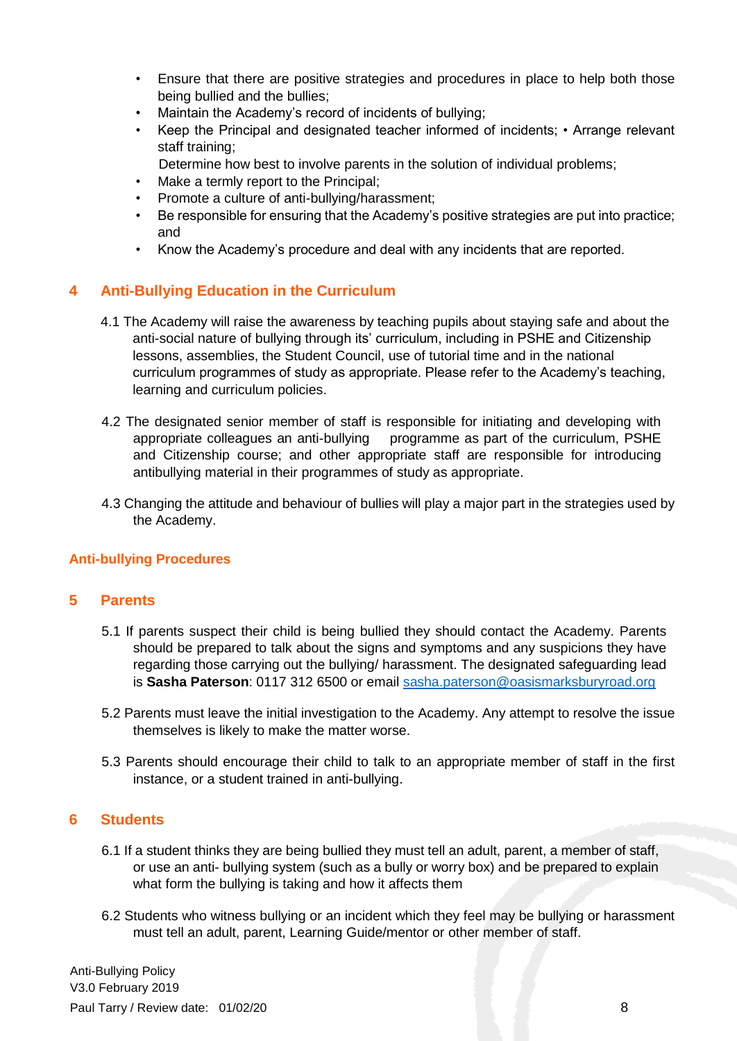- Ensure that there are positive strategies and procedures in place to help both those being bullied and the bullies;
- Maintain the Academy's record of incidents of bullying;
- Keep the Principal and designated teacher informed of incidents; • Arrange relevant staff training;
  Determine how best to involve parents in the solution of individual problems;
- Make a termly report to the Principal;
- Promote a culture of anti-bullying/harassment;
- Be responsible for ensuring that the Academy's positive strategies are put into practice; and
- Know the Academy's procedure and deal with any incidents that are reported.

## 4 Anti-Bullying Education in the Curriculum

4.1 The Academy will raise the awareness by teaching pupils about staying safe and about the anti-social nature of bullying through its' curriculum, including in PSHE and Citizenship lessons, assemblies, the Student Council, use of tutorial time and in the national curriculum programmes of study as appropriate. Please refer to the Academy's teaching, learning and curriculum policies.

4.2 The designated senior member of staff is responsible for initiating and developing with appropriate colleagues an anti-bullying programme as part of the curriculum, PSHE and Citizenship course; and other appropriate staff are responsible for introducing antibullying material in their programmes of study as appropriate.

4.3 Changing the attitude and behaviour of bullies will play a major part in the strategies used by the Academy.

### Anti-bullying Procedures

## 5 Parents

5.1 If parents suspect their child is being bullied they should contact the Academy. Parents should be prepared to talk about the signs and symptoms and any suspicions they have regarding those carrying out the bullying/ harassment. The designated safeguarding lead is **Sasha Paterson**: 0117 312 6500 or email sasha.paterson@oasismarksburyroad.org

5.2 Parents must leave the initial investigation to the Academy. Any attempt to resolve the issue themselves is likely to make the matter worse.

5.3 Parents should encourage their child to talk to an appropriate member of staff in the first instance, or a student trained in anti-bullying.

## 6 Students

6.1 If a student thinks they are being bullied they must tell an adult, parent, a member of staff, or use an anti- bullying system (such as a bully or worry box) and be prepared to explain what form the bullying is taking and how it affects them

6.2 Students who witness bullying or an incident which they feel may be bullying or harassment must tell an adult, parent, Learning Guide/mentor or other member of staff.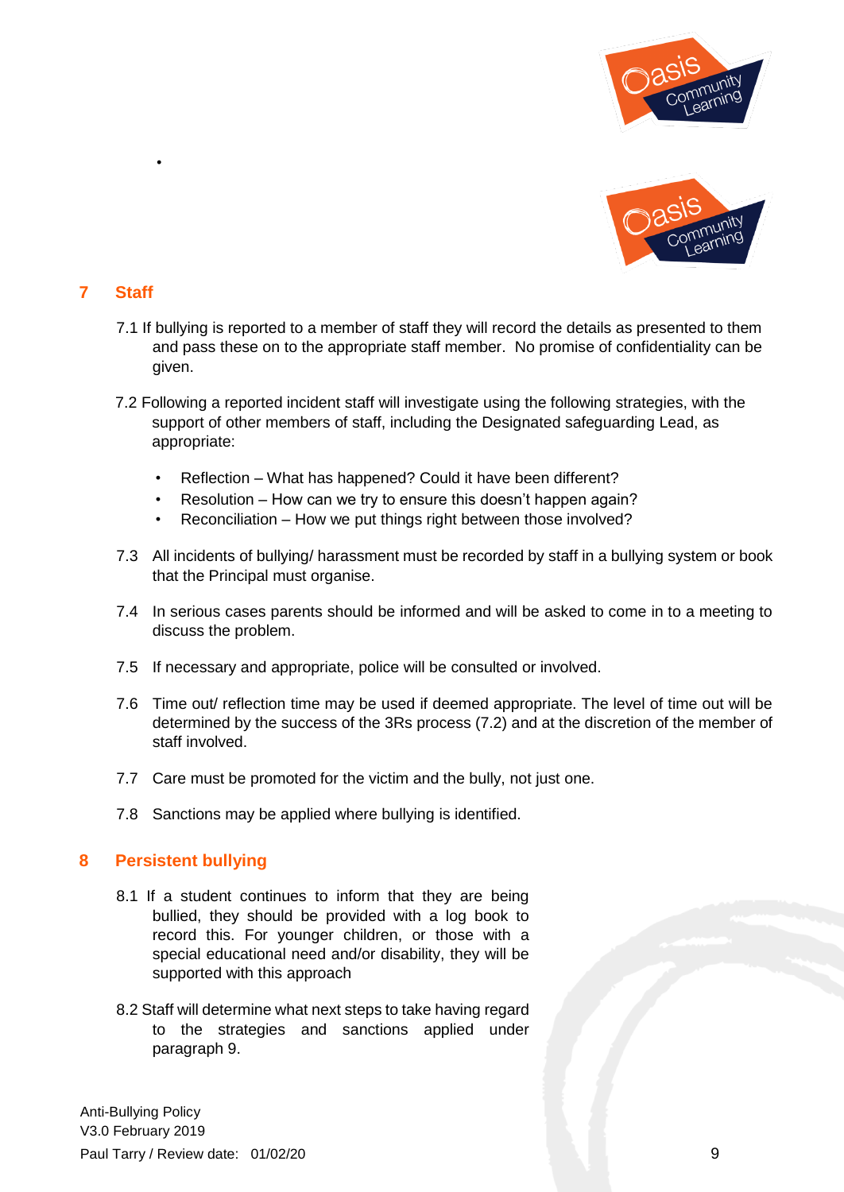## 7 Staff

7.1 If bullying is reported to a member of staff they will record the details as presented to them and pass these on to the appropriate staff member. No promise of confidentiality can be given.

7.2 Following a reported incident staff will investigate using the following strategies, with the support of other members of staff, including the Designated safeguarding Lead, as appropriate:

- Reflection – What has happened? Could it have been different?
- Resolution – How can we try to ensure this doesn't happen again?
- Reconciliation – How we put things right between those involved?

7.3 All incidents of bullying/ harassment must be recorded by staff in a bullying system or book that the Principal must organise.

7.4 In serious cases parents should be informed and will be asked to come in to a meeting to discuss the problem.

7.5 If necessary and appropriate, police will be consulted or involved.

7.6 Time out/ reflection time may be used if deemed appropriate. The level of time out will be determined by the success of the 3Rs process (7.2) and at the discretion of the member of staff involved.

7.7 Care must be promoted for the victim and the bully, not just one.

7.8 Sanctions may be applied where bullying is identified.

## 8 Persistent bullying

8.1 If a student continues to inform that they are being bullied, they should be provided with a log book to record this. For younger children, or those with a special educational need and/or disability, they will be supported with this approach

8.2 Staff will determine what next steps to take having regard to the strategies and sanctions applied under paragraph 9.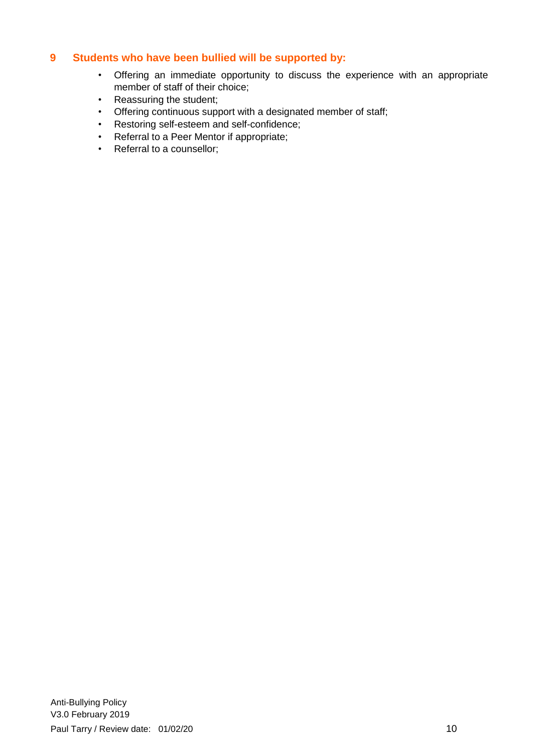## 9 Students who have been bullied will be supported by:

- Offering an immediate opportunity to discuss the experience with an appropriate member of staff of their choice;
- Reassuring the student;
- Offering continuous support with a designated member of staff;
- Restoring self-esteem and self-confidence;
- Referral to a Peer Mentor if appropriate;
- Referral to a counsellor;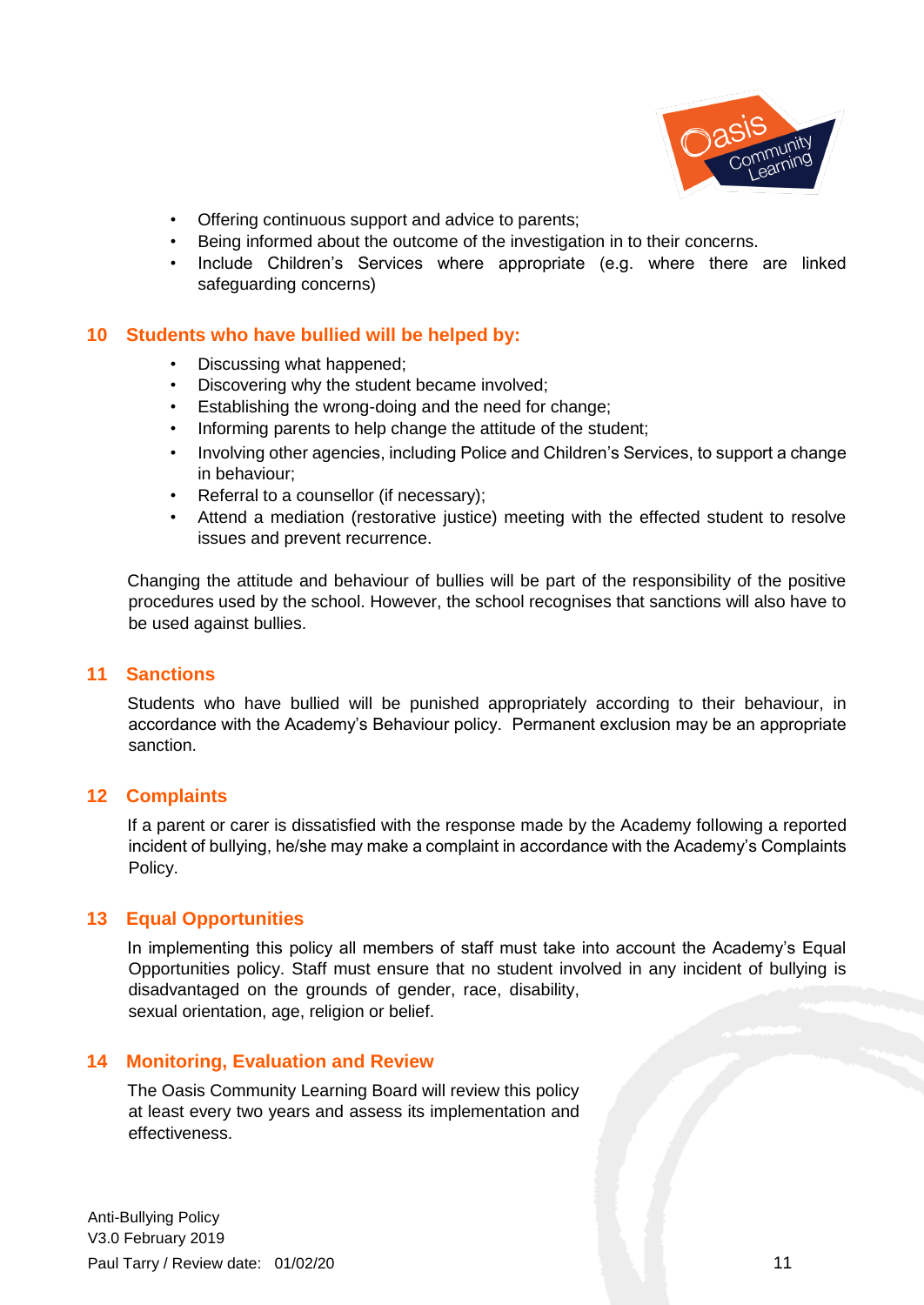- Offering continuous support and advice to parents;
- Being informed about the outcome of the investigation in to their concerns.
- Include Children's Services where appropriate (e.g. where there are linked safeguarding concerns)

## 10 Students who have bullied will be helped by:

- Discussing what happened;
- Discovering why the student became involved;
- Establishing the wrong-doing and the need for change;
- Informing parents to help change the attitude of the student;
- Involving other agencies, including Police and Children's Services, to support a change in behaviour;
- Referral to a counsellor (if necessary);
- Attend a mediation (restorative justice) meeting with the effected student to resolve issues and prevent recurrence.

Changing the attitude and behaviour of bullies will be part of the responsibility of the positive procedures used by the school. However, the school recognises that sanctions will also have to be used against bullies.

## 11 Sanctions

Students who have bullied will be punished appropriately according to their behaviour, in accordance with the Academy's Behaviour policy. Permanent exclusion may be an appropriate sanction.

## 12 Complaints

If a parent or carer is dissatisfied with the response made by the Academy following a reported incident of bullying, he/she may make a complaint in accordance with the Academy's Complaints Policy.

## 13 Equal Opportunities

In implementing this policy all members of staff must take into account the Academy's Equal Opportunities policy. Staff must ensure that no student involved in any incident of bullying is disadvantaged on the grounds of gender, race, disability, sexual orientation, age, religion or belief.

## 14 Monitoring, Evaluation and Review

The Oasis Community Learning Board will review this policy at least every two years and assess its implementation and effectiveness.